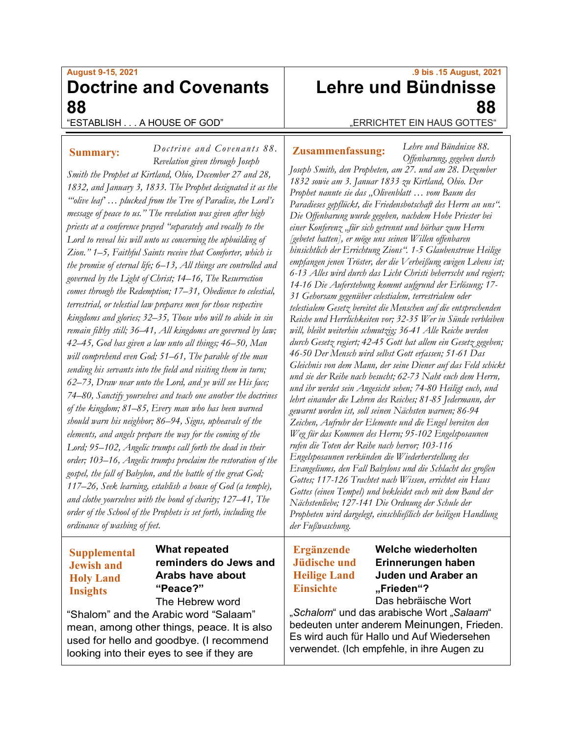August 9-15, 2021

# Doctrine and Covenants 88

"ESTABLISH . . . A HOUSE OF GOD"

**Summary:** *Doctrine and Covenants 88. Revelation given through Joseph Smith the Prophet at Kirtland, Ohio, December 27 and 28, 1832, and January 3, 1833. The Prophet designated it as the "'olive leaf' … plucked from the Tree of Paradise, the Lord's message of peace to us." The revelation was given after high priests at a conference prayed "separately and vocally to the Lord to reveal his will unto us concerning the upbuilding of Zion." 1–5, Faithful Saints receive that Comforter, which is the promise of eternal life; 6–13, All things are controlled and governed by the Light of Christ; 14–16, The Resurrection comes through the Redemption; 17–31, Obedience to celestial, terrestrial, or telestial law prepares men for those respective kingdoms and glories; 32–35, Those who will to abide in sin remain filthy still; 36–41, All kingdoms are governed by law; 42–45, God has given a law unto all things; 46–50, Man will comprehend even God; 51–61, The parable of the man sending his servants into the field and visiting them in turn; 62–73, Draw near unto the Lord, and ye will see His face; 74–80, Sanctify yourselves and teach one another the doctrines of the kingdom; 81–85, Every man who has been warned should warn his neighbor; 86–94, Signs, upheavals of the elements, and angels prepare the way for the coming of the Lord; 95–102, Angelic trumps call forth the dead in their order; 103–16, Angelic trumps proclaim the restoration of the gospel, the fall of Babylon, and the battle of the great God; 117–26, Seek learning, establish a house of God (a temple), and clothe yourselves with the bond of charity; 127–41, The order of the School of the Prophets is set forth, including the ordinance of washing of feet.*

**Supplemental Jewish and Holy Land Insights**

**What repeated reminders do Jews and Arabs have about "Peace?"**

The Hebrew word "Shalom" and the Arabic word "Salaam" mean, among other things, peace. It is also used for hello and goodbye. (I recommend looking into their eyes to see if they are

.9 bis .15 August, 2021

# Lehre und Bündnisse 88

„ERRICHTET EIN HAUS GOTTES"

**Zusammenfassung:** *Lehre und Bündnisse 88. Offenbarung, gegeben durch Joseph Smith, den Propheten, am 27. und am 28. Dezember 1832 sowie am 3. Januar 1833 zu Kirtland, Ohio. Der Prophet nannte sie das „Olivenblatt … vom Baum des Paradieses gepflückt, die Friedensbotschaft des Herrn an uns". Die Offenbarung wurde gegeben, nachdem Hohe Priester bei einer Konferenz „für sich getrennt und hörbar zum Herrn [gebetet hatten], er möge uns seinen Willen offenbaren hinsichtlich der Errichtung Zions". 1-5 Glaubenstreue Heilige empfangen jenen Tröster, der die Verheißung ewigen Lebens ist; 6-13 Alles wird durch das Licht Christi beherrscht und regiert; 14-16 Die Auferstehung kommt aufgrund der Erlösung; 17-31 Gehorsam gegenüber celestialem, terrestrialem oder telestialem Gesetz bereitet die Menschen auf die entsprechenden Reiche und Herrlichkeiten vor; 32-35 Wer in Sünde verbleiben will, bleibt weiterhin schmutzig; 36-41 Alle Reiche werden durch Gesetz regiert; 42-45 Gott hat allem ein Gesetz gegeben; 46-50 Der Mensch wird selbst Gott erfassen; 51-61 Das Gleichnis von dem Mann, der seine Diener auf das Feld schickt und sie der Reihe nach besucht; 62-73 Naht euch dem Herrn, und ihr werdet sein Angesicht sehen; 74-80 Heiligt euch, und lehrt einander die Lehren des Reiches; 81-85 Jedermann, der gewarnt worden ist, soll seinen Nächsten warnen; 86-94 Zeichen, Aufruhr der Elemente und die Engel bereiten den Weg für das Kommen des Herrn; 95-102 Engelsposaunen rufen die Toten der Reihe nach hervor; 103-116 Engelsposaunen verkünden die Wiederherstellung des Evangeliums, den Fall Babylons und die Schlacht des großen Gottes; 117-126 Trachtet nach Wissen, errichtet ein Haus Gottes (einen Tempel) und bekleidet euch mit dem Band der Nächstenliebe; 127-141 Die Ordnung der Schule der Propheten wird dargelegt, einschließlich der heiligen Handlung der Fußwaschung.*

**Ergänzende Jüdische und Heilige Land Einsichte**

**Welche wiederholten Erinnerungen haben Juden und Araber an „Frieden"?**

Das hebräische Wort „*Schalom*" und das arabische Wort „*Salaam*" bedeuten unter anderem Meinungen, Frieden. Es wird auch für Hallo und Auf Wiedersehen verwendet. (Ich empfehle, in ihre Augen zu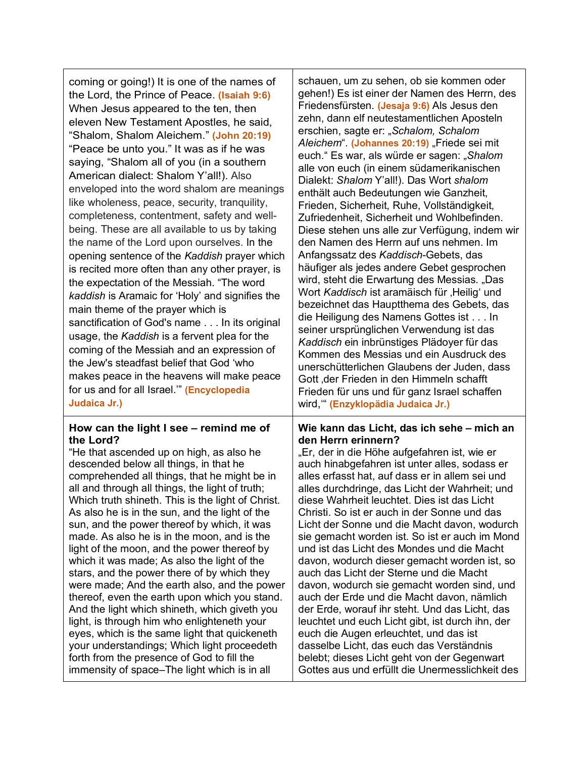| | |
|---|---|
| coming or going!) It is one of the names of the Lord, the Prince of Peace. **(Isaiah 9:6)** When Jesus appeared to the ten, then eleven New Testament Apostles, he said, "Shalom, Shalom Aleichem." **(John 20:19)** "Peace be unto you." It was as if he was saying, "Shalom all of you (in a southern American dialect: Shalom Y'all!). Also enveloped into the word shalom are meanings like wholeness, peace, security, tranquility, completeness, contentment, safety and well-being. These are all available to us by taking the name of the Lord upon ourselves. In the opening sentence of the *Kaddish* prayer which is recited more often than any other prayer, is the expectation of the Messiah. "The word *kaddish* is Aramaic for 'Holy' and signifies the main theme of the prayer which is sanctification of God's name . . . In its original usage, the *Kaddish* is a fervent plea for the coming of the Messiah and an expression of the Jew's steadfast belief that God 'who makes peace in the heavens will make peace for us and for all Israel.'" **(Encyclopedia Judaica Jr.)** | schauen, um zu sehen, ob sie kommen oder gehen!) Es ist einer der Namen des Herrn, des Friedensfürsten. **(Jesaja 9:6)** Als Jesus den zehn, dann elf neutestamentlichen Aposteln erschien, sagte er: „*Schalom, Schalom Aleichem*". **(Johannes 20:19)** „Friede sei mit euch." Es war, als würde er sagen: „*Shalom* alle von euch (in einem südamerikanischen Dialekt: *Shalom* Y'all!). Das Wort *shalom* enthält auch Bedeutungen wie Ganzheit, Frieden, Sicherheit, Ruhe, Vollständigkeit, Zufriedenheit, Sicherheit und Wohlbefinden. Diese stehen uns alle zur Verfügung, indem wir den Namen des Herrn auf uns nehmen. Im Anfangssatz des *Kaddisch*-Gebets, das häufiger als jedes andere Gebet gesprochen wird, steht die Erwartung des Messias. „Das Wort *Kaddisch* ist aramäisch für ‚Heilig' und bezeichnet das Hauptthema des Gebets, das die Heiligung des Namens Gottes ist . . . In seiner ursprünglichen Verwendung ist das *Kaddisch* ein inbrünstiges Plädoyer für das Kommen des Messias und ein Ausdruck des unerschütterlichen Glaubens der Juden, dass Gott ‚der Frieden in den Himmeln schafft Frieden für uns und für ganz Israel schaffen wird,'" **(Enzyklopädia Judaica Jr.)** |
| **How can the light I see – remind me of the Lord?** "He that ascended up on high, as also he descended below all things, in that he comprehended all things, that he might be in all and through all things, the light of truth; Which truth shineth. This is the light of Christ. As also he is in the sun, and the light of the sun, and the power thereof by which, it was made. As also he is in the moon, and is the light of the moon, and the power thereof by which it was made; As also the light of the stars, and the power there of by which they were made; And the earth also, and the power thereof, even the earth upon which you stand. And the light which shineth, which giveth you light, is through him who enlighteneth your eyes, which is the same light that quickeneth your understandings; Which light proceedeth forth from the presence of God to fill the immensity of space–The light which is in all | **Wie kann das Licht, das ich sehe – mich an den Herrn erinnern?** „Er, der in die Höhe aufgefahren ist, wie er auch hinabgefahren ist unter alles, sodass er alles erfasst hat, auf dass er in allem sei und alles durchdringe, das Licht der Wahrheit; und diese Wahrheit leuchtet. Dies ist das Licht Christi. So ist er auch in der Sonne und das Licht der Sonne und die Macht davon, wodurch sie gemacht worden ist. So ist er auch im Mond und ist das Licht des Mondes und die Macht davon, wodurch dieser gemacht worden ist, so auch das Licht der Sterne und die Macht davon, wodurch sie gemacht worden sind, und auch der Erde und die Macht davon, nämlich der Erde, worauf ihr steht. Und das Licht, das leuchtet und euch Licht gibt, ist durch ihn, der euch die Augen erleuchtet, und das ist dasselbe Licht, das euch das Verständnis belebt; dieses Licht geht von der Gegenwart Gottes aus und erfüllt die Unermesslichkeit des |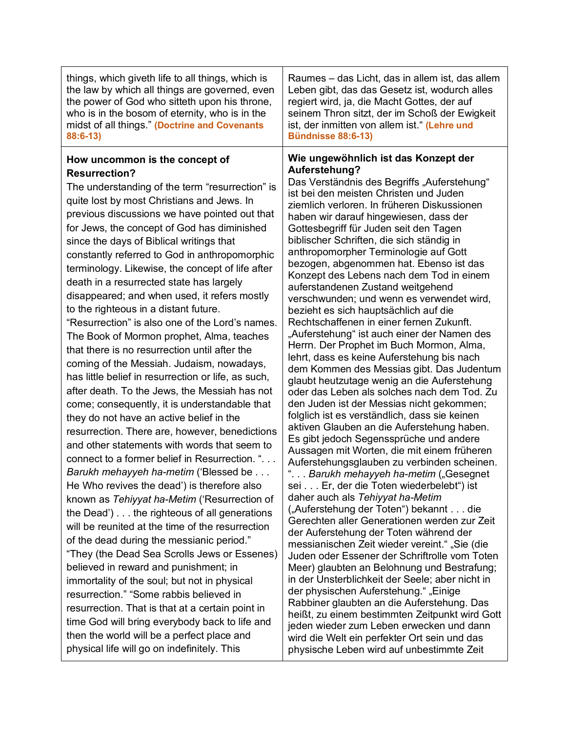| | |
|---|---|
| things, which giveth life to all things, which is the law by which all things are governed, even the power of God who sitteth upon his throne, who is in the bosom of eternity, who is in the midst of all things." **(Doctrine and Covenants 88:6-13)** | Raumes – das Licht, das in allem ist, das allem Leben gibt, das das Gesetz ist, wodurch alles regiert wird, ja, die Macht Gottes, der auf seinem Thron sitzt, der im Schoß der Ewigkeit ist, der inmitten von allem ist." **(Lehre und Bündnisse 88:6-13)** |
| **How uncommon is the concept of Resurrection?** The understanding of the term "resurrection" is quite lost by most Christians and Jews. In previous discussions we have pointed out that for Jews, the concept of God has diminished since the days of Biblical writings that constantly referred to God in anthropomorphic terminology. Likewise, the concept of life after death in a resurrected state has largely disappeared; and when used, it refers mostly to the righteous in a distant future. "Resurrection" is also one of the Lord's names. The Book of Mormon prophet, Alma, teaches that there is no resurrection until after the coming of the Messiah. Judaism, nowadays, has little belief in resurrection or life, as such, after death. To the Jews, the Messiah has not come; consequently, it is understandable that they do not have an active belief in the resurrection. There are, however, benedictions and other statements with words that seem to connect to a former belief in Resurrection. ". . . *Barukh mehayyeh ha-metim* ('Blessed be . . . He Who revives the dead') is therefore also known as *Tehiyyat ha-Metim* ('Resurrection of the Dead') . . . the righteous of all generations will be reunited at the time of the resurrection of the dead during the messianic period." "They (the Dead Sea Scrolls Jews or Essenes) believed in reward and punishment; in immortality of the soul; but not in physical resurrection." "Some rabbis believed in resurrection. That is that at a certain point in time God will bring everybody back to life and then the world will be a perfect place and physical life will go on indefinitely. This | **Wie ungewöhnlich ist das Konzept der Auferstehung?** Das Verständnis des Begriffs „Auferstehung" ist bei den meisten Christen und Juden ziemlich verloren. In früheren Diskussionen haben wir darauf hingewiesen, dass der Gottesbegriff für Juden seit den Tagen biblischer Schriften, die sich ständig in anthropomorpher Terminologie auf Gott bezogen, abgenommen hat. Ebenso ist das Konzept des Lebens nach dem Tod in einem auferstandenen Zustand weitgehend verschwunden; und wenn es verwendet wird, bezieht es sich hauptsächlich auf die Rechtschaffenen in einer fernen Zukunft. „Auferstehung" ist auch einer der Namen des Herrn. Der Prophet im Buch Mormon, Alma, lehrt, dass es keine Auferstehung bis nach dem Kommen des Messias gibt. Das Judentum glaubt heutzutage wenig an die Auferstehung oder das Leben als solches nach dem Tod. Zu den Juden ist der Messias nicht gekommen; folglich ist es verständlich, dass sie keinen aktiven Glauben an die Auferstehung haben. Es gibt jedoch Segenssprüche und andere Aussagen mit Worten, die mit einem früheren Auferstehungsglauben zu verbinden scheinen. ". . . *Barukh mehayyeh ha-metim* („Gesegnet sei . . . Er, der die Toten wiederbelebt") ist daher auch als *Tehiyyat ha-Metim* („Auferstehung der Toten") bekannt . . . die Gerechten aller Generationen werden zur Zeit der Auferstehung der Toten während der messianischen Zeit wieder vereint." „Sie (die Juden oder Essener der Schriftrolle vom Toten Meer) glaubten an Belohnung und Bestrafung; in der Unsterblichkeit der Seele; aber nicht in der physischen Auferstehung." „Einige Rabbiner glaubten an die Auferstehung. Das heißt, zu einem bestimmten Zeitpunkt wird Gott jeden wieder zum Leben erwecken und dann wird die Welt ein perfekter Ort sein und das physische Leben wird auf unbestimmte Zeit |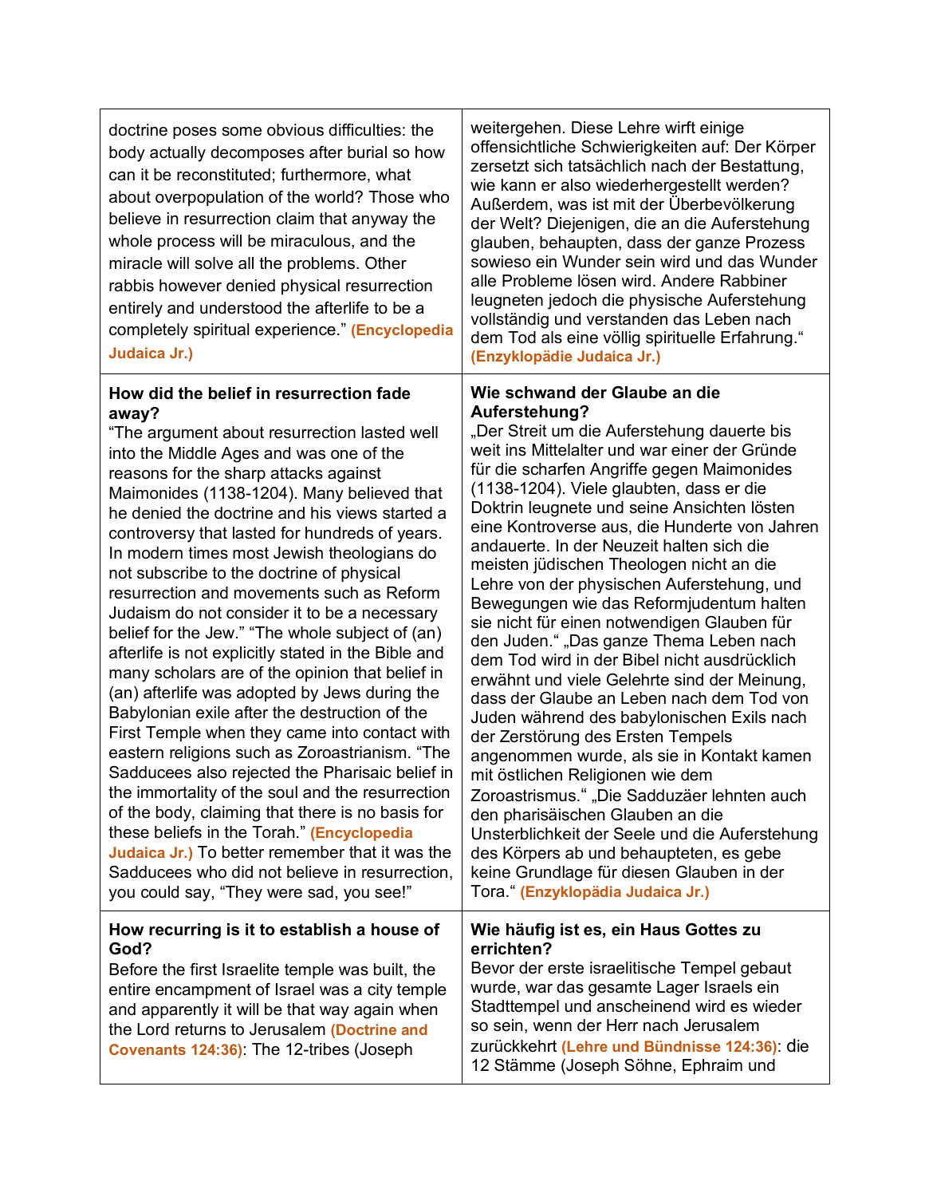| | |
|---|---|
| doctrine poses some obvious difficulties: the body actually decomposes after burial so how can it be reconstituted; furthermore, what about overpopulation of the world? Those who believe in resurrection claim that anyway the whole process will be miraculous, and the miracle will solve all the problems. Other rabbis however denied physical resurrection entirely and understood the afterlife to be a completely spiritual experience." **(Encyclopedia Judaica Jr.)** | weitergehen. Diese Lehre wirft einige offensichtliche Schwierigkeiten auf: Der Körper zersetzt sich tatsächlich nach der Bestattung, wie kann er also wiederhergestellt werden? Außerdem, was ist mit der Überbevölkerung der Welt? Diejenigen, die an die Auferstehung glauben, behaupten, dass der ganze Prozess sowieso ein Wunder sein wird und das Wunder alle Probleme lösen wird. Andere Rabbiner leugneten jedoch die physische Auferstehung vollständig und verstanden das Leben nach dem Tod als eine völlig spirituelle Erfahrung." **(Enzyklopädie Judaica Jr.)** |
| **How did the belief in resurrection fade away?** "The argument about resurrection lasted well into the Middle Ages and was one of the reasons for the sharp attacks against Maimonides (1138-1204). Many believed that he denied the doctrine and his views started a controversy that lasted for hundreds of years. In modern times most Jewish theologians do not subscribe to the doctrine of physical resurrection and movements such as Reform Judaism do not consider it to be a necessary belief for the Jew." "The whole subject of (an) afterlife is not explicitly stated in the Bible and many scholars are of the opinion that belief in (an) afterlife was adopted by Jews during the Babylonian exile after the destruction of the First Temple when they came into contact with eastern religions such as Zoroastrianism. "The Sadducees also rejected the Pharisaic belief in the immortality of the soul and the resurrection of the body, claiming that there is no basis for these beliefs in the Torah." **(Encyclopedia Judaica Jr.)** To better remember that it was the Sadducees who did not believe in resurrection, you could say, "They were sad, you see!" | **Wie schwand der Glaube an die Auferstehung?** „Der Streit um die Auferstehung dauerte bis weit ins Mittelalter und war einer der Gründe für die scharfen Angriffe gegen Maimonides (1138-1204). Viele glaubten, dass er die Doktrin leugnete und seine Ansichten lösten eine Kontroverse aus, die Hunderte von Jahren andauerte. In der Neuzeit halten sich die meisten jüdischen Theologen nicht an die Lehre von der physischen Auferstehung, und Bewegungen wie das Reformjudentum halten sie nicht für einen notwendigen Glauben für den Juden." „Das ganze Thema Leben nach dem Tod wird in der Bibel nicht ausdrücklich erwähnt und viele Gelehrte sind der Meinung, dass der Glaube an Leben nach dem Tod von Juden während des babylonischen Exils nach der Zerstörung des Ersten Tempels angenommen wurde, als sie in Kontakt kamen mit östlichen Religionen wie dem Zoroastrismus." „Die Sadduzäer lehnten auch den pharisäischen Glauben an die Unsterblichkeit der Seele und die Auferstehung des Körpers ab und behaupteten, es gebe keine Grundlage für diesen Glauben in der Tora." **(Enzyklopädia Judaica Jr.)** |
| **How recurring is it to establish a house of God?** Before the first Israelite temple was built, the entire encampment of Israel was a city temple and apparently it will be that way again when the Lord returns to Jerusalem **(Doctrine and Covenants 124:36)**: The 12-tribes (Joseph | **Wie häufig ist es, ein Haus Gottes zu errichten?** Bevor der erste israelitische Tempel gebaut wurde, war das gesamte Lager Israels ein Stadttempel und anscheinend wird es wieder so sein, wenn der Herr nach Jerusalem zurückkehrt **(Lehre und Bündnisse 124:36)**: die 12 Stämme (Joseph Söhne, Ephraim und |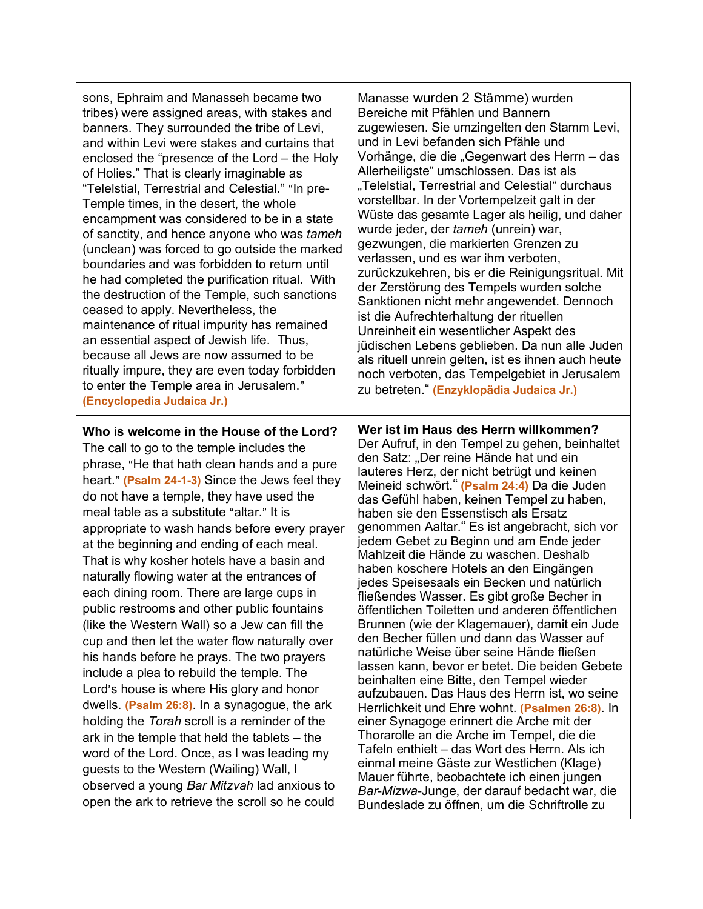| | |
|---|---|
| sons, Ephraim and Manasseh became two tribes) were assigned areas, with stakes and banners. They surrounded the tribe of Levi, and within Levi were stakes and curtains that enclosed the "presence of the Lord – the Holy of Holies." That is clearly imaginable as "Telelstial, Terrestrial and Celestial." "In pre-Temple times, in the desert, the whole encampment was considered to be in a state of sanctity, and hence anyone who was *tameh* (unclean) was forced to go outside the marked boundaries and was forbidden to return until he had completed the purification ritual. With the destruction of the Temple, such sanctions ceased to apply. Nevertheless, the maintenance of ritual impurity has remained an essential aspect of Jewish life. Thus, because all Jews are now assumed to be ritually impure, they are even today forbidden to enter the Temple area in Jerusalem." **(Encyclopedia Judaica Jr.)** | Manasse wurden 2 Stämme) wurden Bereiche mit Pfählen und Bannern zugewiesen. Sie umzingelten den Stamm Levi, und in Levi befanden sich Pfähle und Vorhänge, die die „Gegenwart des Herrn – das Allerheiligste" umschlossen. Das ist als „Telelstial, Terrestrial and Celestial" durchaus vorstellbar. In der Vortempelzeit galt in der Wüste das gesamte Lager als heilig, und daher wurde jeder, der *tameh* (unrein) war, gezwungen, die markierten Grenzen zu verlassen, und es war ihm verboten, zurückzukehren, bis er die Reinigungsritual. Mit der Zerstörung des Tempels wurden solche Sanktionen nicht mehr angewendet. Dennoch ist die Aufrechterhaltung der rituellen Unreinheit ein wesentlicher Aspekt des jüdischen Lebens geblieben. Da nun alle Juden als rituell unrein gelten, ist es ihnen auch heute noch verboten, das Tempelgebiet in Jerusalem zu betreten." **(Enzyklopädia Judaica Jr.)** |
| **Who is welcome in the House of the Lord?** The call to go to the temple includes the phrase, "He that hath clean hands and a pure heart." **(Psalm 24-1-3)** Since the Jews feel they do not have a temple, they have used the meal table as a substitute "altar." It is appropriate to wash hands before every prayer at the beginning and ending of each meal. That is why kosher hotels have a basin and naturally flowing water at the entrances of each dining room. There are large cups in public restrooms and other public fountains (like the Western Wall) so a Jew can fill the cup and then let the water flow naturally over his hands before he prays. The two prayers include a plea to rebuild the temple. The Lord's house is where His glory and honor dwells. **(Psalm 26:8)**. In a synagogue, the ark holding the *Torah* scroll is a reminder of the ark in the temple that held the tablets – the word of the Lord. Once, as I was leading my guests to the Western (Wailing) Wall, I observed a young *Bar Mitzvah* lad anxious to open the ark to retrieve the scroll so he could | **Wer ist im Haus des Herrn willkommen?** Der Aufruf, in den Tempel zu gehen, beinhaltet den Satz: „Der reine Hände hat und ein lauteres Herz, der nicht betrügt und keinen Meineid schwört." **(Psalm 24:4)** Da die Juden das Gefühl haben, keinen Tempel zu haben, haben sie den Essenstisch als Ersatz genommen Aaltar." Es ist angebracht, sich vor jedem Gebet zu Beginn und am Ende jeder Mahlzeit die Hände zu waschen. Deshalb haben koschere Hotels an den Eingängen jedes Speisesaals ein Becken und natürlich fließendes Wasser. Es gibt große Becher in öffentlichen Toiletten und anderen öffentlichen Brunnen (wie der Klagemauer), damit ein Jude den Becher füllen und dann das Wasser auf natürliche Weise über seine Hände fließen lassen kann, bevor er betet. Die beiden Gebete beinhalten eine Bitte, den Tempel wieder aufzubauen. Das Haus des Herrn ist, wo seine Herrlichkeit und Ehre wohnt. **(Psalmen 26:8)**. In einer Synagoge erinnert die Arche mit der Thorarolle an die Arche im Tempel, die die Tafeln enthielt – das Wort des Herrn. Als ich einmal meine Gäste zur Westlichen (Klage) Mauer führte, beobachtete ich einen jungen *Bar-Mizwa*-Junge, der darauf bedacht war, die Bundeslade zu öffnen, um die Schriftrolle zu |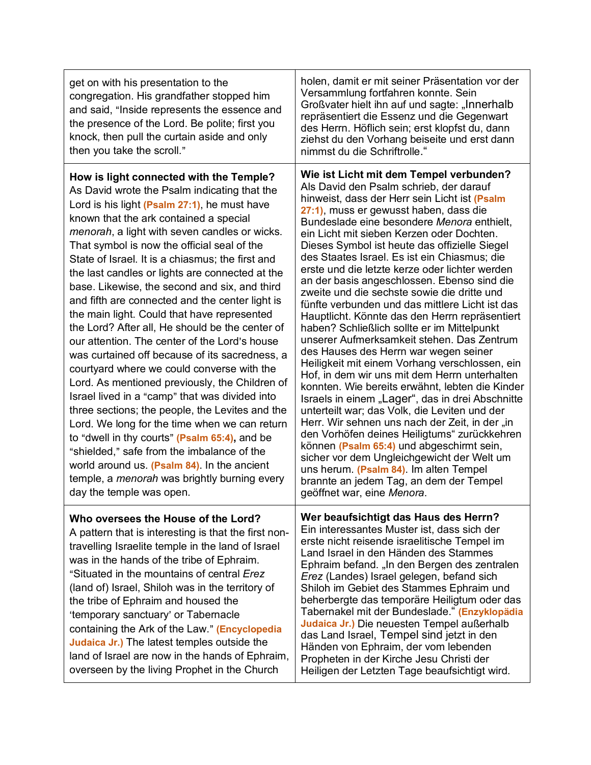| | |
|---|---|
| get on with his presentation to the congregation. His grandfather stopped him and said, "Inside represents the essence and the presence of the Lord. Be polite; first you knock, then pull the curtain aside and only then you take the scroll." | holen, damit er mit seiner Präsentation vor der Versammlung fortfahren konnte. Sein Großvater hielt ihn auf und sagte: „Innerhalb repräsentiert die Essenz und die Gegenwart des Herrn. Höflich sein; erst klopfst du, dann ziehst du den Vorhang beiseite und erst dann nimmst du die Schriftrolle." |
| **How is light connected with the Temple?** As David wrote the Psalm indicating that the Lord is his light **(Psalm 27:1)**, he must have known that the ark contained a special *menorah*, a light with seven candles or wicks. That symbol is now the official seal of the State of Israel. It is a chiasmus; the first and the last candles or lights are connected at the base. Likewise, the second and six, and third and fifth are connected and the center light is the main light. Could that have represented the Lord? After all, He should be the center of our attention. The center of the Lord's house was curtained off because of its sacredness, a courtyard where we could converse with the Lord. As mentioned previously, the Children of Israel lived in a "camp" that was divided into three sections; the people, the Levites and the Lord. We long for the time when we can return to "dwell in thy courts" **(Psalm 65:4)**, and be "shielded," safe from the imbalance of the world around us. **(Psalm 84)**. In the ancient temple, a *menorah* was brightly burning every day the temple was open. | **Wie ist Licht mit dem Tempel verbunden?** Als David den Psalm schrieb, der darauf hinweist, dass der Herr sein Licht ist **(Psalm 27:1)**, muss er gewusst haben, dass die Bundeslade eine besondere *Menora* enthielt, ein Licht mit sieben Kerzen oder Dochten. Dieses Symbol ist heute das offizielle Siegel des Staates Israel. Es ist ein Chiasmus; die erste und die letzte kerze oder lichter werden an der basis angeschlossen. Ebenso sind die zweite und die sechste sowie die dritte und fünfte verbunden und das mittlere Licht ist das Hauptlicht. Könnte das den Herrn repräsentiert haben? Schließlich sollte er im Mittelpunkt unserer Aufmerksamkeit stehen. Das Zentrum des Hauses des Herrn war wegen seiner Heiligkeit mit einem Vorhang verschlossen, ein Hof, in dem wir uns mit dem Herrn unterhalten konnten. Wie bereits erwähnt, lebten die Kinder Israels in einem „Lager", das in drei Abschnitte unterteilt war; das Volk, die Leviten und der Herr. Wir sehnen uns nach der Zeit, in der „in den Vorhöfen deines Heiligtums" zurückkehren können **(Psalm 65:4)** und abgeschirmt sein, sicher vor dem Ungleichgewicht der Welt um uns herum. **(Psalm 84)**. Im alten Tempel brannte an jedem Tag, an dem der Tempel geöffnet war, eine *Menora*. |
| **Who oversees the House of the Lord?** A pattern that is interesting is that the first non-travelling Israelite temple in the land of Israel was in the hands of the tribe of Ephraim. "Situated in the mountains of central *Erez* (land of) Israel, Shiloh was in the territory of the tribe of Ephraim and housed the 'temporary sanctuary' or Tabernacle containing the Ark of the Law." **(Encyclopedia Judaica Jr.)** The latest temples outside the land of Israel are now in the hands of Ephraim, overseen by the living Prophet in the Church | **Wer beaufsichtigt das Haus des Herrn?** Ein interessantes Muster ist, dass sich der erste nicht reisende israelitische Tempel im Land Israel in den Händen des Stammes Ephraim befand. „In den Bergen des zentralen *Erez* (Landes) Israel gelegen, befand sich Shiloh im Gebiet des Stammes Ephraim und beherbergte das temporäre Heiligtum oder das Tabernakel mit der Bundeslade." **(Enzyklopädia Judaica Jr.)** Die neuesten Tempel außerhalb das Land Israel, Tempel sind jetzt in den Händen von Ephraim, der vom lebenden Propheten in der Kirche Jesu Christi der Heiligen der Letzten Tage beaufsichtigt wird. |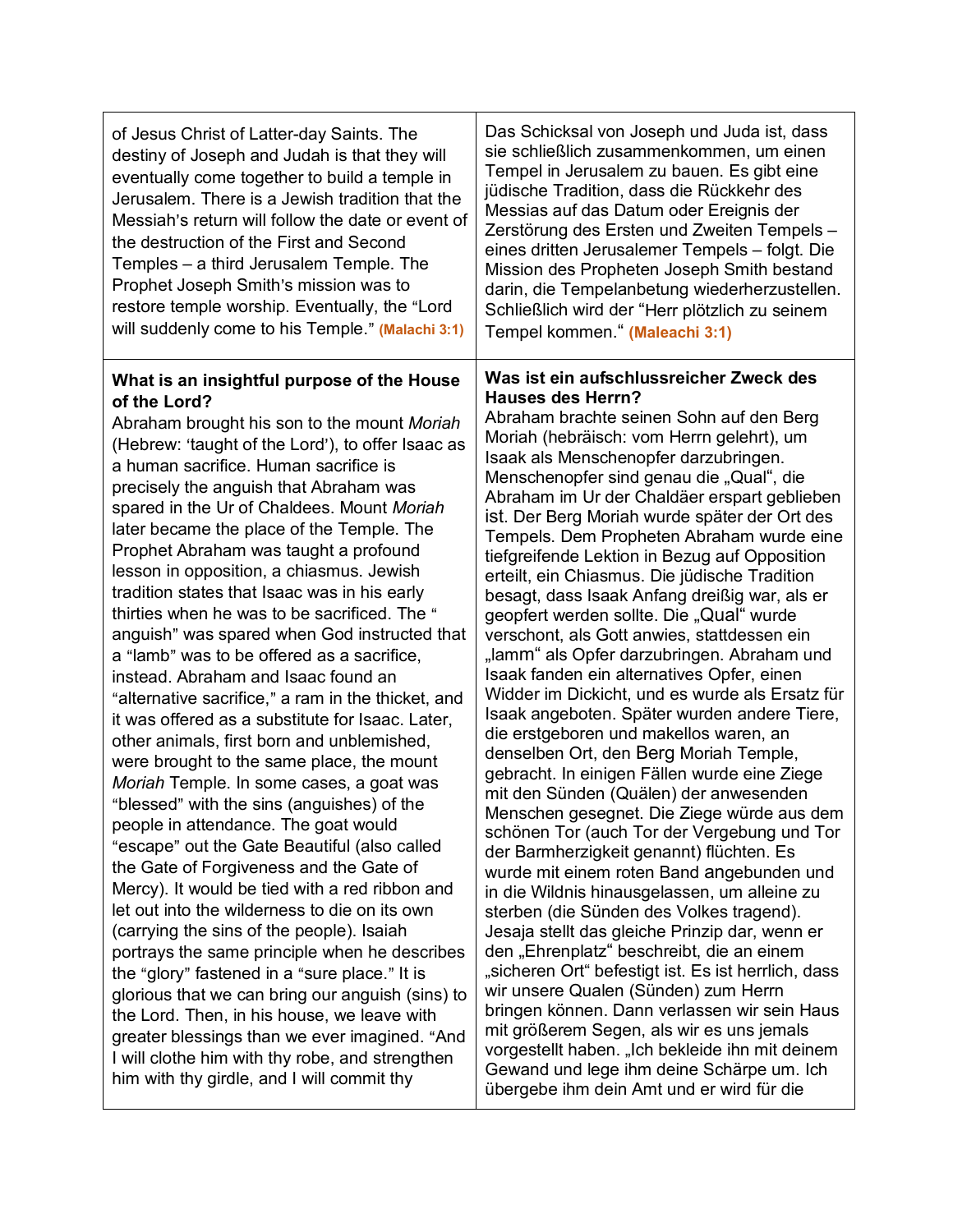| | |
|---|---|
| of Jesus Christ of Latter-day Saints. The destiny of Joseph and Judah is that they will eventually come together to build a temple in Jerusalem. There is a Jewish tradition that the Messiah's return will follow the date or event of the destruction of the First and Second Temples – a third Jerusalem Temple. The Prophet Joseph Smith's mission was to restore temple worship. Eventually, the "Lord will suddenly come to his Temple." **(Malachi 3:1)** | Das Schicksal von Joseph und Juda ist, dass sie schließlich zusammenkommen, um einen Tempel in Jerusalem zu bauen. Es gibt eine jüdische Tradition, dass die Rückkehr des Messias auf das Datum oder Ereignis der Zerstörung des Ersten und Zweiten Tempels – eines dritten Jerusalemer Tempels – folgt. Die Mission des Propheten Joseph Smith bestand darin, die Tempelanbetung wiederherzustellen. Schließlich wird der "Herr plötzlich zu seinem Tempel kommen." **(Maleachi 3:1)** |
| **What is an insightful purpose of the House of the Lord?** Abraham brought his son to the mount *Moriah* (Hebrew: 'taught of the Lord'), to offer Isaac as a human sacrifice. Human sacrifice is precisely the anguish that Abraham was spared in the Ur of Chaldees. Mount *Moriah* later became the place of the Temple. The Prophet Abraham was taught a profound lesson in opposition, a chiasmus. Jewish tradition states that Isaac was in his early thirties when he was to be sacrificed. The " anguish" was spared when God instructed that a "lamb" was to be offered as a sacrifice, instead. Abraham and Isaac found an "alternative sacrifice," a ram in the thicket, and it was offered as a substitute for Isaac. Later, other animals, first born and unblemished, were brought to the same place, the mount *Moriah* Temple. In some cases, a goat was "blessed" with the sins (anguishes) of the people in attendance. The goat would "escape" out the Gate Beautiful (also called the Gate of Forgiveness and the Gate of Mercy). It would be tied with a red ribbon and let out into the wilderness to die on its own (carrying the sins of the people). Isaiah portrays the same principle when he describes the "glory" fastened in a "sure place." It is glorious that we can bring our anguish (sins) to the Lord. Then, in his house, we leave with greater blessings than we ever imagined. "And I will clothe him with thy robe, and strengthen him with thy girdle, and I will commit thy | **Was ist ein aufschlussreicher Zweck des Hauses des Herrn?** Abraham brachte seinen Sohn auf den Berg Moriah (hebräisch: vom Herrn gelehrt), um Isaak als Menschenopfer darzubringen. Menschenopfer sind genau die „Qual", die Abraham im Ur der Chaldäer erspart geblieben ist. Der Berg Moriah wurde später der Ort des Tempels. Dem Propheten Abraham wurde eine tiefgreifende Lektion in Bezug auf Opposition erteilt, ein Chiasmus. Die jüdische Tradition besagt, dass Isaak Anfang dreißig war, als er geopfert werden sollte. Die „Qual" wurde verschont, als Gott anwies, stattdessen ein „lamm" als Opfer darzubringen. Abraham und Isaak fanden ein alternatives Opfer, einen Widder im Dickicht, und es wurde als Ersatz für Isaak angeboten. Später wurden andere Tiere, die erstgeboren und makellos waren, an denselben Ort, den Berg Moriah Temple, gebracht. In einigen Fällen wurde eine Ziege mit den Sünden (Quälen) der anwesenden Menschen gesegnet. Die Ziege würde aus dem schönen Tor (auch Tor der Vergebung und Tor der Barmherzigkeit genannt) flüchten. Es wurde mit einem roten Band angebunden und in die Wildnis hinausgelassen, um alleine zu sterben (die Sünden des Volkes tragend). Jesaja stellt das gleiche Prinzip dar, wenn er den „Ehrenplatz" beschreibt, die an einem „sicheren Ort" befestigt ist. Es ist herrlich, dass wir unsere Qualen (Sünden) zum Herrn bringen können. Dann verlassen wir sein Haus mit größerem Segen, als wir es uns jemals vorgestellt haben. „Ich bekleide ihn mit deinem Gewand und lege ihm deine Schärpe um. Ich übergebe ihm dein Amt und er wird für die |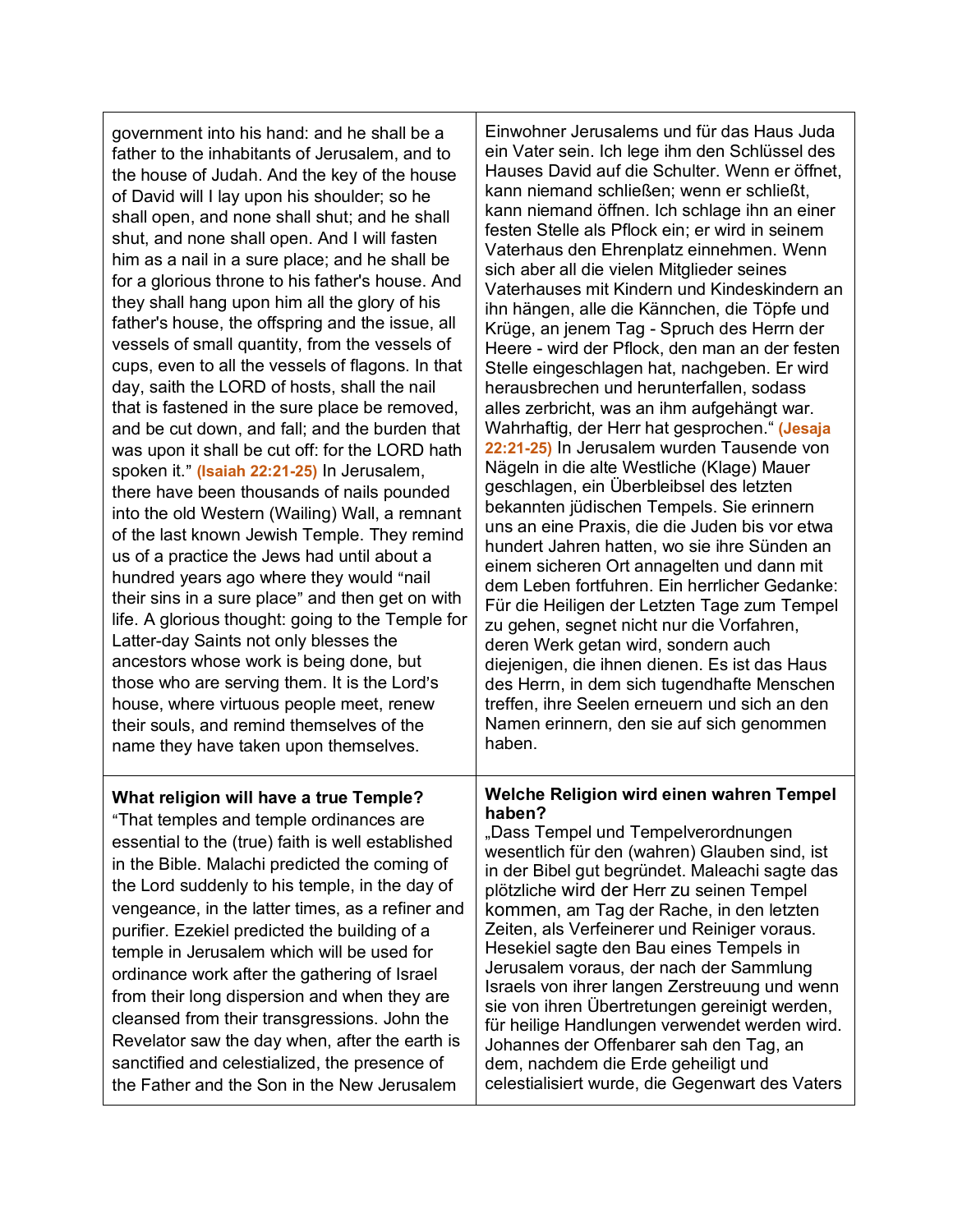| | |
|---|---|
| government into his hand: and he shall be a father to the inhabitants of Jerusalem, and to the house of Judah. And the key of the house of David will I lay upon his shoulder; so he shall open, and none shall shut; and he shall shut, and none shall open. And I will fasten him as a nail in a sure place; and he shall be for a glorious throne to his father's house. And they shall hang upon him all the glory of his father's house, the offspring and the issue, all vessels of small quantity, from the vessels of cups, even to all the vessels of flagons. In that day, saith the LORD of hosts, shall the nail that is fastened in the sure place be removed, and be cut down, and fall; and the burden that was upon it shall be cut off: for the LORD hath spoken it." **(Isaiah 22:21-25)** In Jerusalem, there have been thousands of nails pounded into the old Western (Wailing) Wall, a remnant of the last known Jewish Temple. They remind us of a practice the Jews had until about a hundred years ago where they would "nail their sins in a sure place" and then get on with life. A glorious thought: going to the Temple for Latter-day Saints not only blesses the ancestors whose work is being done, but those who are serving them. It is the Lord's house, where virtuous people meet, renew their souls, and remind themselves of the name they have taken upon themselves. | Einwohner Jerusalems und für das Haus Juda ein Vater sein. Ich lege ihm den Schlüssel des Hauses David auf die Schulter. Wenn er öffnet, kann niemand schließen; wenn er schließt, kann niemand öffnen. Ich schlage ihn an einer festen Stelle als Pflock ein; er wird in seinem Vaterhaus den Ehrenplatz einnehmen. Wenn sich aber all die vielen Mitglieder seines Vaterhauses mit Kindern und Kindeskindern an ihn hängen, alle die Kännchen, die Töpfe und Krüge, an jenem Tag - Spruch des Herrn der Heere - wird der Pflock, den man an der festen Stelle eingeschlagen hat, nachgeben. Er wird herausbrechen und herunterfallen, sodass alles zerbricht, was an ihm aufgehängt war. Wahrhaftig, der Herr hat gesprochen." **(Jesaja 22:21-25)** In Jerusalem wurden Tausende von Nägeln in die alte Westliche (Klage) Mauer geschlagen, ein Überbleibsel des letzten bekannten jüdischen Tempels. Sie erinnern uns an eine Praxis, die die Juden bis vor etwa hundert Jahren hatten, wo sie ihre Sünden an einem sicheren Ort annagelten und dann mit dem Leben fortfuhren. Ein herrlicher Gedanke: Für die Heiligen der Letzten Tage zum Tempel zu gehen, segnet nicht nur die Vorfahren, deren Werk getan wird, sondern auch diejenigen, die ihnen dienen. Es ist das Haus des Herrn, in dem sich tugendhafte Menschen treffen, ihre Seelen erneuern und sich an den Namen erinnern, den sie auf sich genommen haben. |
| **What religion will have a true Temple?** "That temples and temple ordinances are essential to the (true) faith is well established in the Bible. Malachi predicted the coming of the Lord suddenly to his temple, in the day of vengeance, in the latter times, as a refiner and purifier. Ezekiel predicted the building of a temple in Jerusalem which will be used for ordinance work after the gathering of Israel from their long dispersion and when they are cleansed from their transgressions. John the Revelator saw the day when, after the earth is sanctified and celestialized, the presence of the Father and the Son in the New Jerusalem | **Welche Religion wird einen wahren Tempel haben?** „Dass Tempel und Tempelverordnungen wesentlich für den (wahren) Glauben sind, ist in der Bibel gut begründet. Maleachi sagte das plötzliche wird der Herr zu seinen Tempel kommen, am Tag der Rache, in den letzten Zeiten, als Verfeinerer und Reiniger voraus. Hesekiel sagte den Bau eines Tempels in Jerusalem voraus, der nach der Sammlung Israels von ihrer langen Zerstreuung und wenn sie von ihren Übertretungen gereinigt werden, für heilige Handlungen verwendet werden wird. Johannes der Offenbarer sah den Tag, an dem, nachdem die Erde geheiligt und celestialisiert wurde, die Gegenwart des Vaters |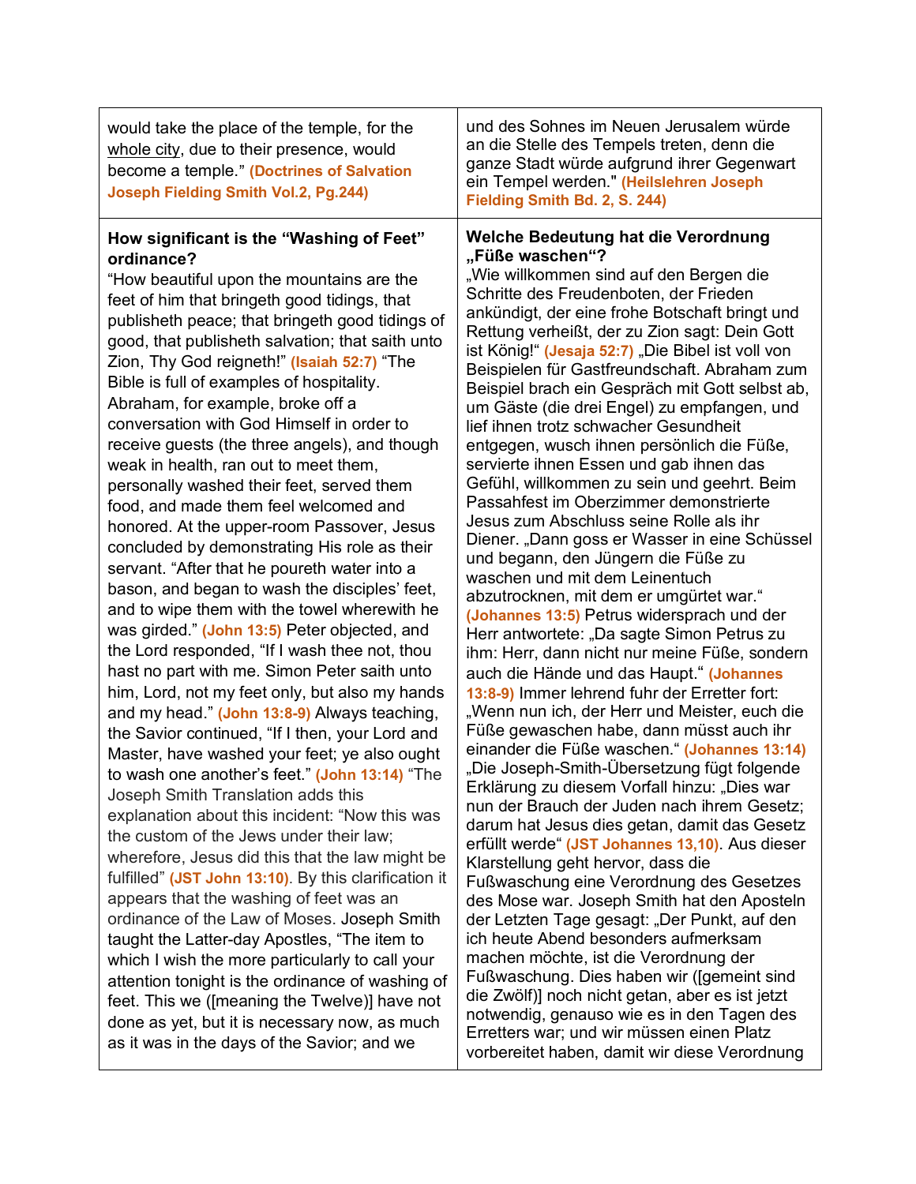| would take the place of the temple, for the whole city, due to their presence, would become a temple." **(Doctrines of Salvation Joseph Fielding Smith Vol.2, Pg.244)** | und des Sohnes im Neuen Jerusalem würde an die Stelle des Tempels treten, denn die ganze Stadt würde aufgrund ihrer Gegenwart ein Tempel werden." **(Heilslehren Joseph Fielding Smith Bd. 2, S. 244)** |
|---|---|
| **How significant is the "Washing of Feet" ordinance?** "How beautiful upon the mountains are the feet of him that bringeth good tidings, that publisheth peace; that bringeth good tidings of good, that publisheth salvation; that saith unto Zion, Thy God reigneth!" **(Isaiah 52:7)** "The Bible is full of examples of hospitality. Abraham, for example, broke off a conversation with God Himself in order to receive guests (the three angels), and though weak in health, ran out to meet them, personally washed their feet, served them food, and made them feel welcomed and honored. At the upper-room Passover, Jesus concluded by demonstrating His role as their servant. "After that he poureth water into a bason, and began to wash the disciples' feet, and to wipe them with the towel wherewith he was girded." **(John 13:5)** Peter objected, and the Lord responded, "If I wash thee not, thou hast no part with me. Simon Peter saith unto him, Lord, not my feet only, but also my hands and my head." **(John 13:8-9)** Always teaching, the Savior continued, "If I then, your Lord and Master, have washed your feet; ye also ought to wash one another's feet." **(John 13:14)** "The Joseph Smith Translation adds this explanation about this incident: "Now this was the custom of the Jews under their law; wherefore, Jesus did this that the law might be fulfilled" **(JST John 13:10)**. By this clarification it appears that the washing of feet was an ordinance of the Law of Moses. Joseph Smith taught the Latter-day Apostles, "The item to which I wish the more particularly to call your attention tonight is the ordinance of washing of feet. This we ([meaning the Twelve)] have not done as yet, but it is necessary now, as much as it was in the days of the Savior; and we | **Welche Bedeutung hat die Verordnung „Füße waschen"?** „Wie willkommen sind auf den Bergen die Schritte des Freudenboten, der Frieden ankündigt, der eine frohe Botschaft bringt und Rettung verheißt, der zu Zion sagt: Dein Gott ist König!" **(Jesaja 52:7)** „Die Bibel ist voll von Beispielen für Gastfreundschaft. Abraham zum Beispiel brach ein Gespräch mit Gott selbst ab, um Gäste (die drei Engel) zu empfangen, und lief ihnen trotz schwacher Gesundheit entgegen, wusch ihnen persönlich die Füße, servierte ihnen Essen und gab ihnen das Gefühl, willkommen zu sein und geehrt. Beim Passahfest im Oberzimmer demonstrierte Jesus zum Abschluss seine Rolle als ihr Diener. „Dann goss er Wasser in eine Schüssel und begann, den Jüngern die Füße zu waschen und mit dem Leinentuch abzutrocknen, mit dem er umgürtet war." **(Johannes 13:5)** Petrus widersprach und der Herr antwortete: „Da sagte Simon Petrus zu ihm: Herr, dann nicht nur meine Füße, sondern auch die Hände und das Haupt." **(Johannes 13:8-9)** Immer lehrend fuhr der Erretter fort: „Wenn nun ich, der Herr und Meister, euch die Füße gewaschen habe, dann müsst auch ihr einander die Füße waschen." **(Johannes 13:14)** „Die Joseph-Smith-Übersetzung fügt folgende Erklärung zu diesem Vorfall hinzu: „Dies war nun der Brauch der Juden nach ihrem Gesetz; darum hat Jesus dies getan, damit das Gesetz erfüllt werde" **(JST Johannes 13,10)**. Aus dieser Klarstellung geht hervor, dass die Fußwaschung eine Verordnung des Gesetzes des Mose war. Joseph Smith hat den Aposteln der Letzten Tage gesagt: „Der Punkt, auf den ich heute Abend besonders aufmerksam machen möchte, ist die Verordnung der Fußwaschung. Dies haben wir ([gemeint sind die Zwölf)] noch nicht getan, aber es ist jetzt notwendig, genauso wie es in den Tagen des Erretters war; und wir müssen einen Platz vorbereitet haben, damit wir diese Verordnung |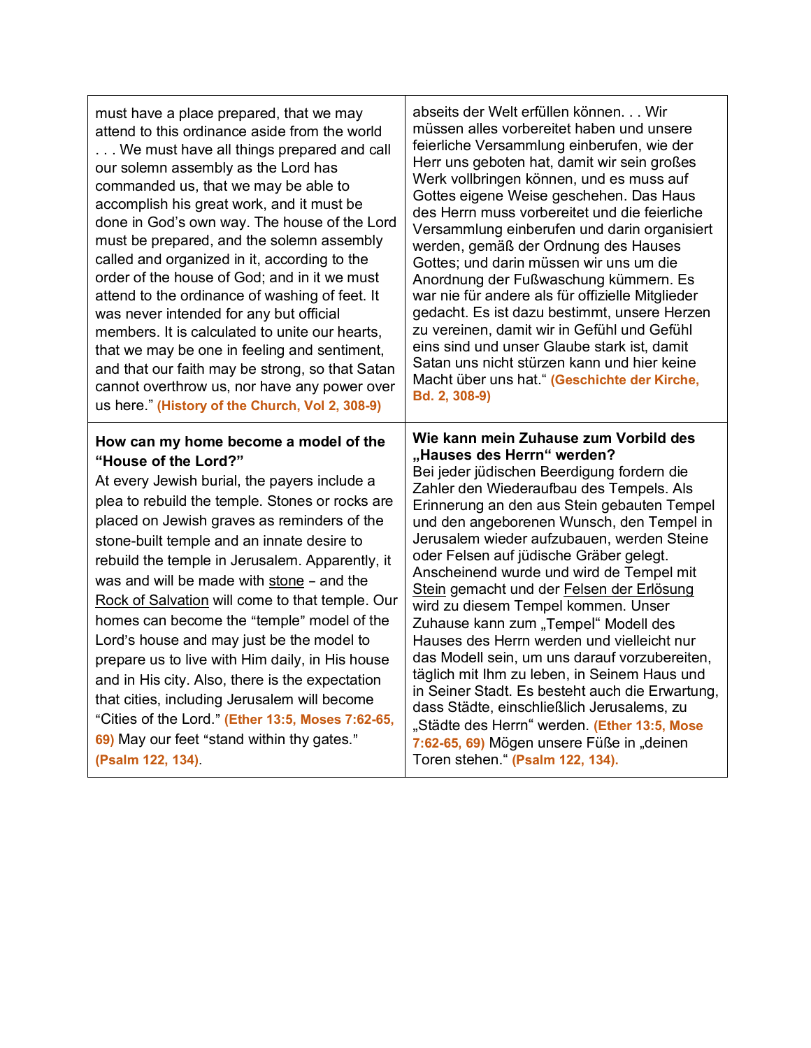| | |
|---|---|
| must have a place prepared, that we may attend to this ordinance aside from the world . . . We must have all things prepared and call our solemn assembly as the Lord has commanded us, that we may be able to accomplish his great work, and it must be done in God's own way. The house of the Lord must be prepared, and the solemn assembly called and organized in it, according to the order of the house of God; and in it we must attend to the ordinance of washing of feet. It was never intended for any but official members. It is calculated to unite our hearts, that we may be one in feeling and sentiment, and that our faith may be strong, so that Satan cannot overthrow us, nor have any power over us here." **(History of the Church, Vol 2, 308-9)** | abseits der Welt erfüllen können. . . Wir müssen alles vorbereitet haben und unsere feierliche Versammlung einberufen, wie der Herr uns geboten hat, damit wir sein großes Werk vollbringen können, und es muss auf Gottes eigene Weise geschehen. Das Haus des Herrn muss vorbereitet und die feierliche Versammlung einberufen und darin organisiert werden, gemäß der Ordnung des Hauses Gottes; und darin müssen wir uns um die Anordnung der Fußwaschung kümmern. Es war nie für andere als für offizielle Mitglieder gedacht. Es ist dazu bestimmt, unsere Herzen zu vereinen, damit wir in Gefühl und Gefühl eins sind und unser Glaube stark ist, damit Satan uns nicht stürzen kann und hier keine Macht über uns hat." **(Geschichte der Kirche, Bd. 2, 308-9)** |
| **How can my home become a model of the "House of the Lord?"** At every Jewish burial, the payers include a plea to rebuild the temple. Stones or rocks are placed on Jewish graves as reminders of the stone-built temple and an innate desire to rebuild the temple in Jerusalem. Apparently, it was and will be made with stone – and the Rock of Salvation will come to that temple. Our homes can become the "temple" model of the Lord's house and may just be the model to prepare us to live with Him daily, in His house and in His city. Also, there is the expectation that cities, including Jerusalem will become "Cities of the Lord." **(Ether 13:5, Moses 7:62-65, 69)** May our feet "stand within thy gates." **(Psalm 122, 134)**. | **Wie kann mein Zuhause zum Vorbild des „Hauses des Herrn" werden?** Bei jeder jüdischen Beerdigung fordern die Zahler den Wiederaufbau des Tempels. Als Erinnerung an den aus Stein gebauten Tempel und den angeborenen Wunsch, den Tempel in Jerusalem wieder aufzubauen, werden Steine oder Felsen auf jüdische Gräber gelegt. Anscheinend wurde und wird de Tempel mit Stein gemacht und der Felsen der Erlösung wird zu diesem Tempel kommen. Unser Zuhause kann zum „Tempel" Modell des Hauses des Herrn werden und vielleicht nur das Modell sein, um uns darauf vorzubereiten, täglich mit Ihm zu leben, in Seinem Haus und in Seiner Stadt. Es besteht auch die Erwartung, dass Städte, einschließlich Jerusalems, zu „Städte des Herrn" werden. **(Ether 13:5, Mose 7:62-65, 69)** Mögen unsere Füße in „deinen Toren stehen." **(Psalm 122, 134).** |